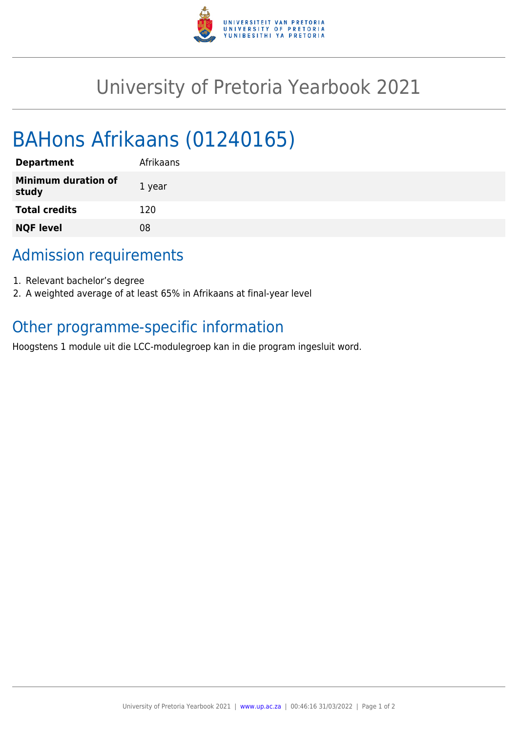# University of Pretoria Yearbook 2021

## BAHons Afrikaans (01240165)

| **Department** | Afrikaans |
| --- | --- |
| **Minimum duration of study** | 1 year |
| **Total credits** | 120 |
| **NQF level** | 08 |

## Admission requirements

1. Relevant bachelor's degree
2. A weighted average of at least 65% in Afrikaans at final-year level

## Other programme-specific information

Hoogstens 1 module uit die LCC-modulegroep kan in die program ingesluit word.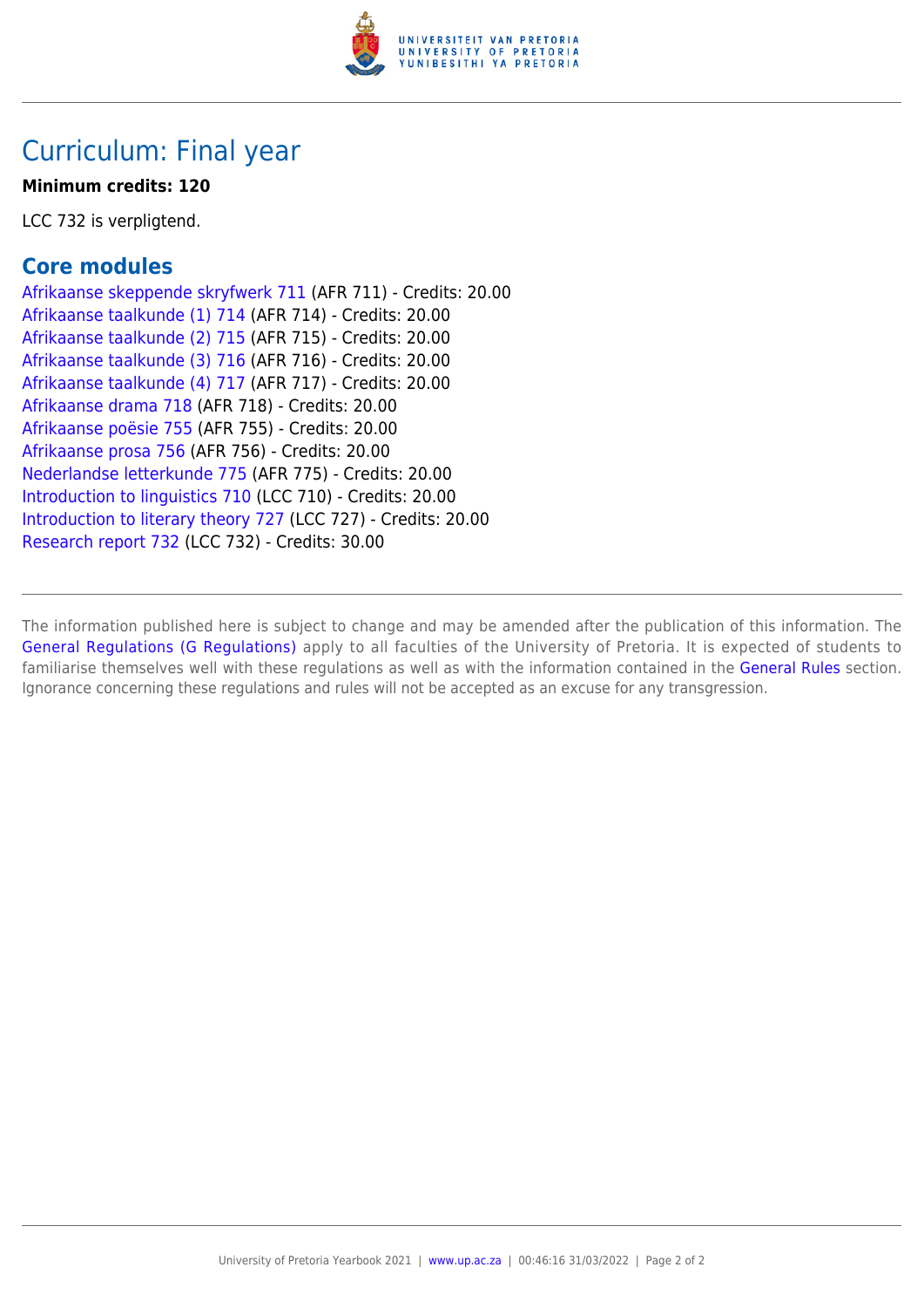# Curriculum: Final year

**Minimum credits: 120**

LCC 732 is verpligtend.

## Core modules

Afrikaanse skeppende skryfwerk 711 (AFR 711) - Credits: 20.00
Afrikaanse taalkunde (1) 714 (AFR 714) - Credits: 20.00
Afrikaanse taalkunde (2) 715 (AFR 715) - Credits: 20.00
Afrikaanse taalkunde (3) 716 (AFR 716) - Credits: 20.00
Afrikaanse taalkunde (4) 717 (AFR 717) - Credits: 20.00
Afrikaanse drama 718 (AFR 718) - Credits: 20.00
Afrikaanse poësie 755 (AFR 755) - Credits: 20.00
Afrikaanse prosa 756 (AFR 756) - Credits: 20.00
Nederlandse letterkunde 775 (AFR 775) - Credits: 20.00
Introduction to linguistics 710 (LCC 710) - Credits: 20.00
Introduction to literary theory 727 (LCC 727) - Credits: 20.00
Research report 732 (LCC 732) - Credits: 30.00

The information published here is subject to change and may be amended after the publication of this information. The General Regulations (G Regulations) apply to all faculties of the University of Pretoria. It is expected of students to familiarise themselves well with these regulations as well as with the information contained in the General Rules section. Ignorance concerning these regulations and rules will not be accepted as an excuse for any transgression.